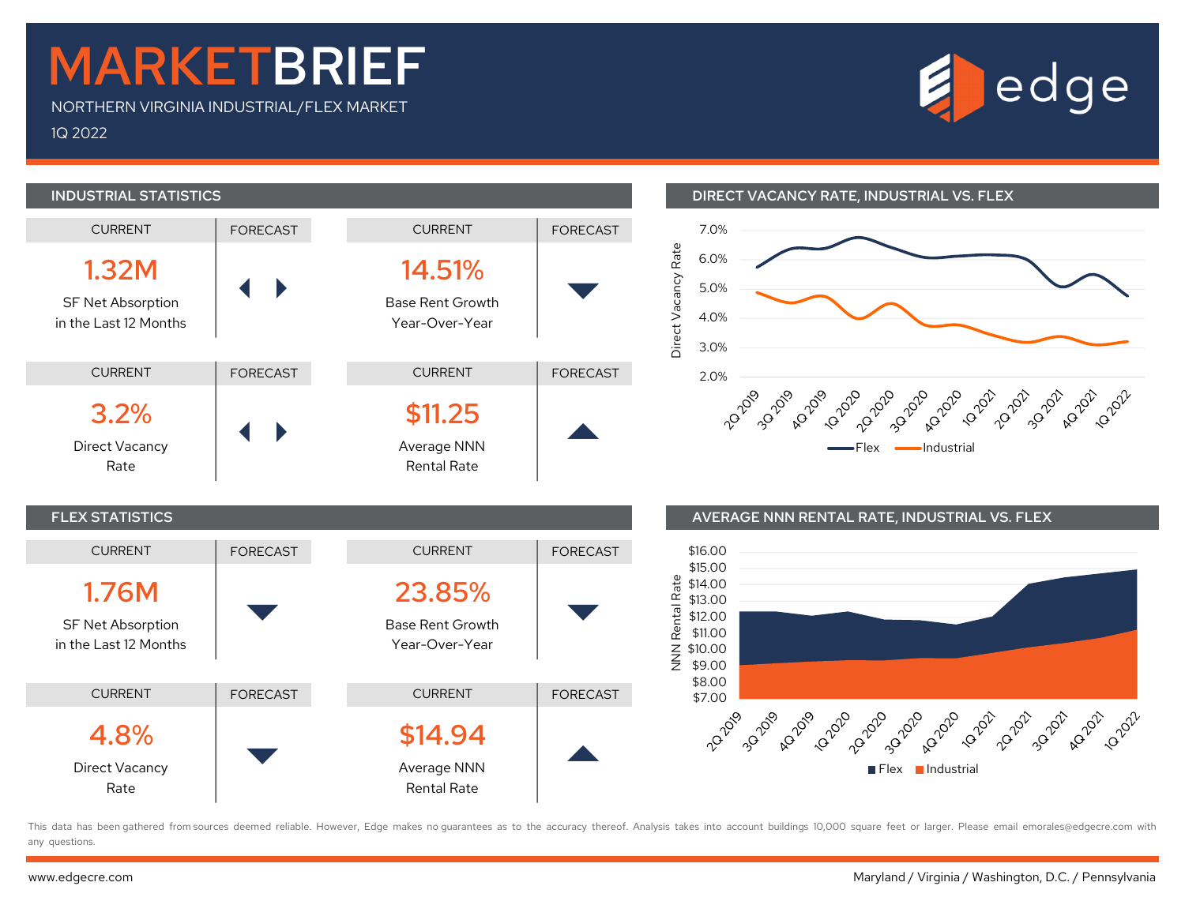# MARKETBRIEF

NORTHERN VIRGINIA INDUSTRIAL/FLEX MARKET

1Q 2022

edge

## INDUSTRIAL STATISTICS

| Metric | Current | Forecast |
|---|---|---|
| SF Net Absorption in the Last 12 Months | 1.32M | ◀ ▶ |
| Base Rent Growth Year-Over-Year | 14.51% | ▼ |
| Direct Vacancy Rate | 3.2% | ◀ ▶ |
| Average NNN Rental Rate | $11.25 | ▲ |

## FLEX STATISTICS

| Metric | Current | Forecast |
|---|---|---|
| SF Net Absorption in the Last 12 Months | 1.76M | ▼ |
| Base Rent Growth Year-Over-Year | 23.85% | ▼ |
| Direct Vacancy Rate | 4.8% | ▼ |
| Average NNN Rental Rate | $14.94 | ▲ |

## DIRECT VACANCY RATE, INDUSTRIAL VS. FLEX

Direct Vacancy Rate: 2.0%–7.0%; 2Q 2019 – 1Q 2022; Flex, Industrial

## AVERAGE NNN RENTAL RATE, INDUSTRIAL VS. FLEX

NNN Rental Rate: $7.00–$16.00; 2Q 2019 – 1Q 2022; Flex, Industrial

This data has been gathered from sources deemed reliable. However, Edge makes no guarantees as to the accuracy thereof. Analysis takes into account buildings 10,000 square feet or larger. Please email emorales@edgecre.com with any questions.

www.edgecre.com

Maryland / Virginia / Washington, D.C. / Pennsylvania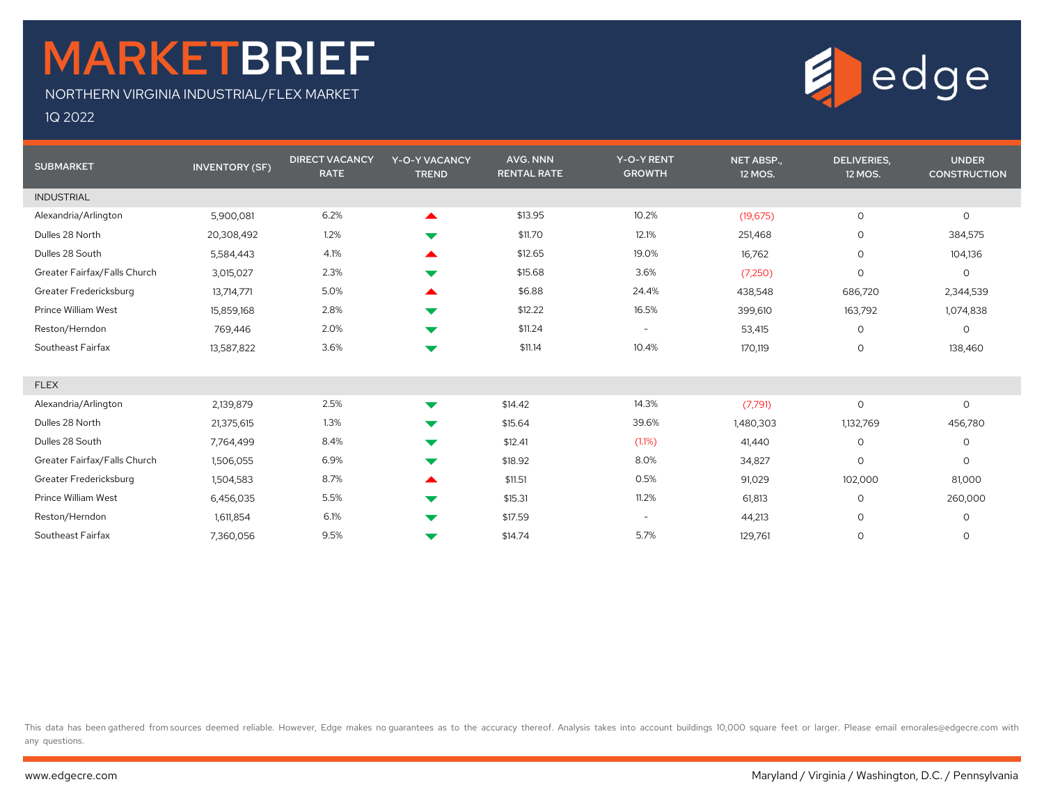# MARKETBRIEF

NORTHERN VIRGINIA INDUSTRIAL/FLEX MARKET

1Q 2022

edge

| SUBMARKET | INVENTORY (SF) | DIRECT VACANCY RATE | Y-O-Y VACANCY TREND | AVG. NNN RENTAL RATE | Y-O-Y RENT GROWTH | NET ABSP., 12 MOS. | DELIVERIES, 12 MOS. | UNDER CONSTRUCTION |
|---|---|---|---|---|---|---|---|---|
| INDUSTRIAL | | | | | | | | |
| Alexandria/Arlington | 5,900,081 | 6.2% | ▲ | $13.95 | 10.2% | (19,675) | 0 | 0 |
| Dulles 28 North | 20,308,492 | 1.2% | ▼ | $11.70 | 12.1% | 251,468 | 0 | 384,575 |
| Dulles 28 South | 5,584,443 | 4.1% | ▲ | $12.65 | 19.0% | 16,762 | 0 | 104,136 |
| Greater Fairfax/Falls Church | 3,015,027 | 2.3% | ▼ | $15.68 | 3.6% | (7,250) | 0 | 0 |
| Greater Fredericksburg | 13,714,771 | 5.0% | ▲ | $6.88 | 24.4% | 438,548 | 686,720 | 2,344,539 |
| Prince William West | 15,859,168 | 2.8% | ▼ | $12.22 | 16.5% | 399,610 | 163,792 | 1,074,838 |
| Reston/Herndon | 769,446 | 2.0% | ▼ | $11.24 | - | 53,415 | 0 | 0 |
| Southeast Fairfax | 13,587,822 | 3.6% | ▼ | $11.14 | 10.4% | 170,119 | 0 | 138,460 |
| FLEX | | | | | | | | |
| Alexandria/Arlington | 2,139,879 | 2.5% | ▼ | $14.42 | 14.3% | (7,791) | 0 | 0 |
| Dulles 28 North | 21,375,615 | 1.3% | ▼ | $15.64 | 39.6% | 1,480,303 | 1,132,769 | 456,780 |
| Dulles 28 South | 7,764,499 | 8.4% | ▼ | $12.41 | (1.1%) | 41,440 | 0 | 0 |
| Greater Fairfax/Falls Church | 1,506,055 | 6.9% | ▼ | $18.92 | 8.0% | 34,827 | 0 | 0 |
| Greater Fredericksburg | 1,504,583 | 8.7% | ▲ | $11.51 | 0.5% | 91,029 | 102,000 | 81,000 |
| Prince William West | 6,456,035 | 5.5% | ▼ | $15.31 | 11.2% | 61,813 | 0 | 260,000 |
| Reston/Herndon | 1,611,854 | 6.1% | ▼ | $17.59 | - | 44,213 | 0 | 0 |
| Southeast Fairfax | 7,360,056 | 9.5% | ▼ | $14.74 | 5.7% | 129,761 | 0 | 0 |

This data has been gathered from sources deemed reliable. However, Edge makes no guarantees as to the accuracy thereof. Analysis takes into account buildings 10,000 square feet or larger. Please email emorales@edgecre.com with any questions.

www.edgecre.com

Maryland / Virginia / Washington, D.C. / Pennsylvania